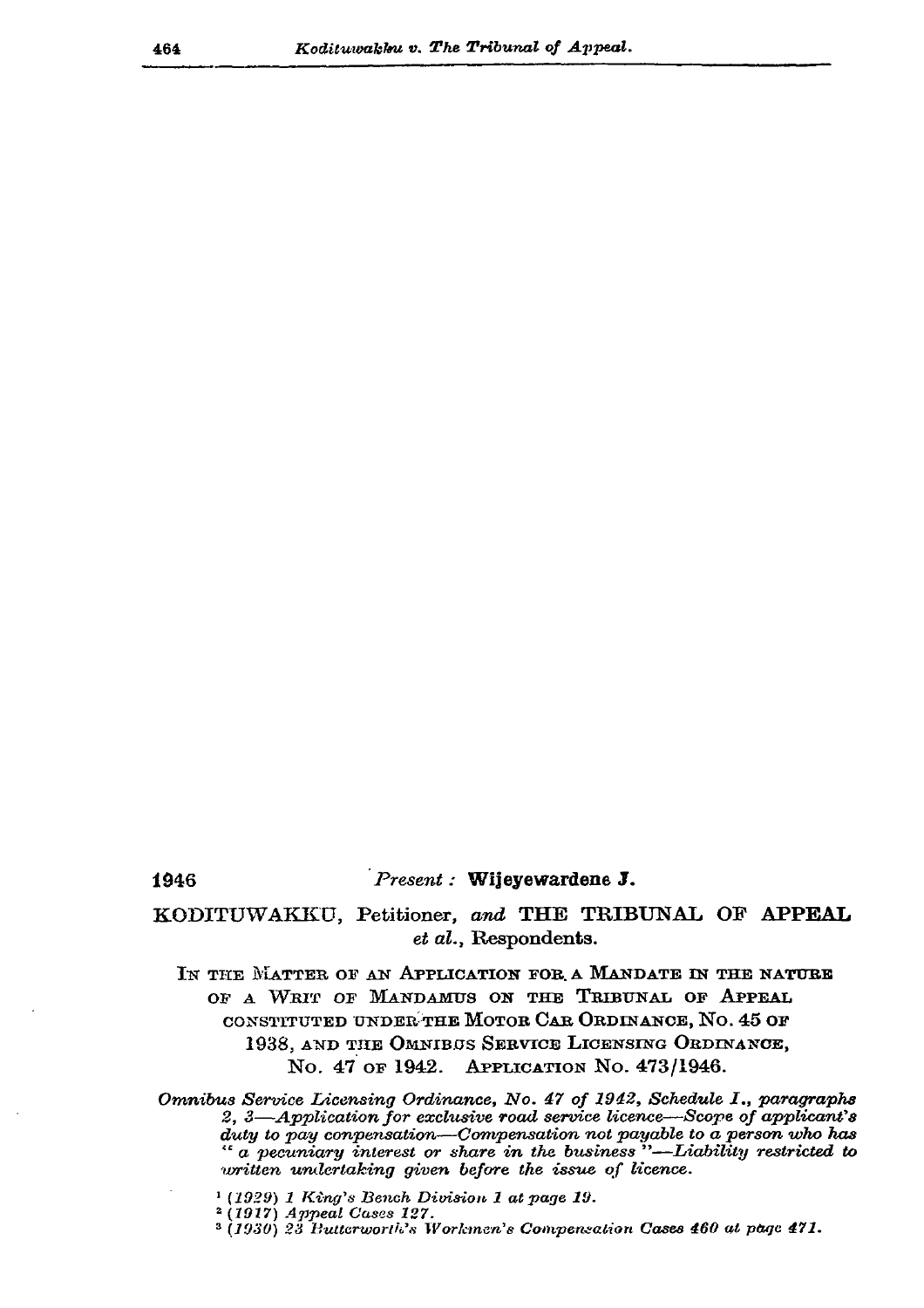1946 *Present :* **Wijeyewardene J.**

KODITUWAKKU, Petitioner, *and* THE TRIBUNAL OF APPEAL *et al.*, Respondents.

IN THE MATTER OF AN APPLICATION FOR A MANDATE IN THE NATURE OF A WRIT OF MANDAMUS ON THE TRIBUNAL OF APPEAL CONSTITUTED UNDER THE MOTOR CAR ORDINANCE, NO. 45 OF 1938, AND THE OMNIBUS SERVICE LICENSING ORDINANCE, NO. 47 OF 1942. APPLICATION NO. 473/1946.

*Omnibus Service Licensing Ordinance, No. 47 of 1942, Schedule I., paragraphs 2, 3—Application for exclusive road service licence—Scope of applicant's duty to pay conpensation—Compensation not payable to a person who has " a pecuniary interest or share in the business "—Liability restricted to written undertaking given before the issue of licence.*

[1] *(1929) 1 King's Bench Division 1 at page 19.*

[2] *(1917) Appeal Cases 127.*

[3] *(1930) 23 Butterworth's Workmen's Compensation Cases 460 at page 471.*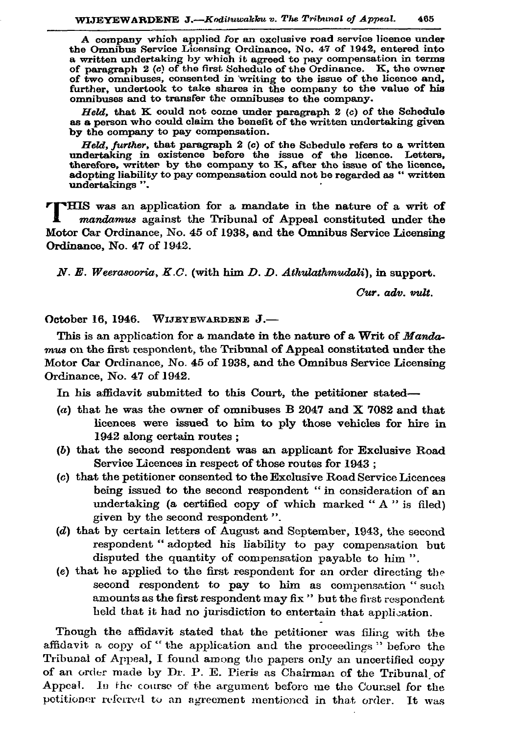A company which applied for an exclusive road service licence under the Omnibus Service Licensing Ordinance, No. 47 of 1942, entered into a written undertaking by which it agreed to pay compensation in terms of paragraph 2 (c) of the first Schedule of the Ordinance. K, the owner of two omnibuses, consented in writing to the issue of the licence and, further, undertook to take shares in the company to the value of his omnibuses and to transfer the omnibuses to the company.

*Held*, that K could not come under paragraph 2 (c) of the Schedule as a person who could claim the benefit of the written undertaking given by the company to pay compensation.

*Held, further*, that paragraph 2 (c) of the Schedule refers to a written undertaking in existence before the issue of the licence. Letters, therefore, written by the company to K, after the issue of the licence, adopting liability to pay compensation could not be regarded as " written undertakings ".

THIS was an application for a mandate in the nature of a writ of *mandamus* against the Tribunal of Appeal constituted under the Motor Car Ordinance, No. 45 of 1938, and the Omnibus Service Licensing Ordinance, No. 47 of 1942.

*N. E. Weerasooria, K.C.* (with him *D. D. Athulathmudali*), in support.

*Cur. adv. vult.*

October 16, 1946. WIJEYEWARDENE J.—

This is an application for a mandate in the nature of a Writ of *Mandamus* on the first respondent, the Tribunal of Appeal constituted under the Motor Car Ordinance, No. 45 of 1938, and the Omnibus Service Licensing Ordinance, No. 47 of 1942.

In his affidavit submitted to this Court, the petitioner stated—

(*a*) that he was the owner of omnibuses B 2047 and X 7082 and that licences were issued to him to ply those vehicles for hire in 1942 along certain routes ;

(*b*) that the second respondent was an applicant for Exclusive Road Service Licences in respect of those routes for 1943 ;

(*c*) that the petitioner consented to the Exclusive Road Service Licences being issued to the second respondent " in consideration of an undertaking (a certified copy of which marked " A " is filed) given by the second respondent ".

(*d*) that by certain letters of August and September, 1943, the second respondent " adopted his liability to pay compensation but disputed the quantity of compensation payable to him ".

(*e*) that he applied to the first respondent for an order directing the second respondent to pay to him as compensation " such amounts as the first respondent may fix " but the first respondent held that it had no jurisdiction to entertain that application.

Though the affidavit stated that the petitioner was filing with the affidavit a copy of " the application and the proceedings " before the Tribunal of Appeal, I found among the papers only an uncertified copy of an order made by Dr. P. E. Pieris as Chairman of the Tribunal of Appeal. In the course of the argument before me the Counsel for the petitioner referred to an agreement mentioned in that order. It was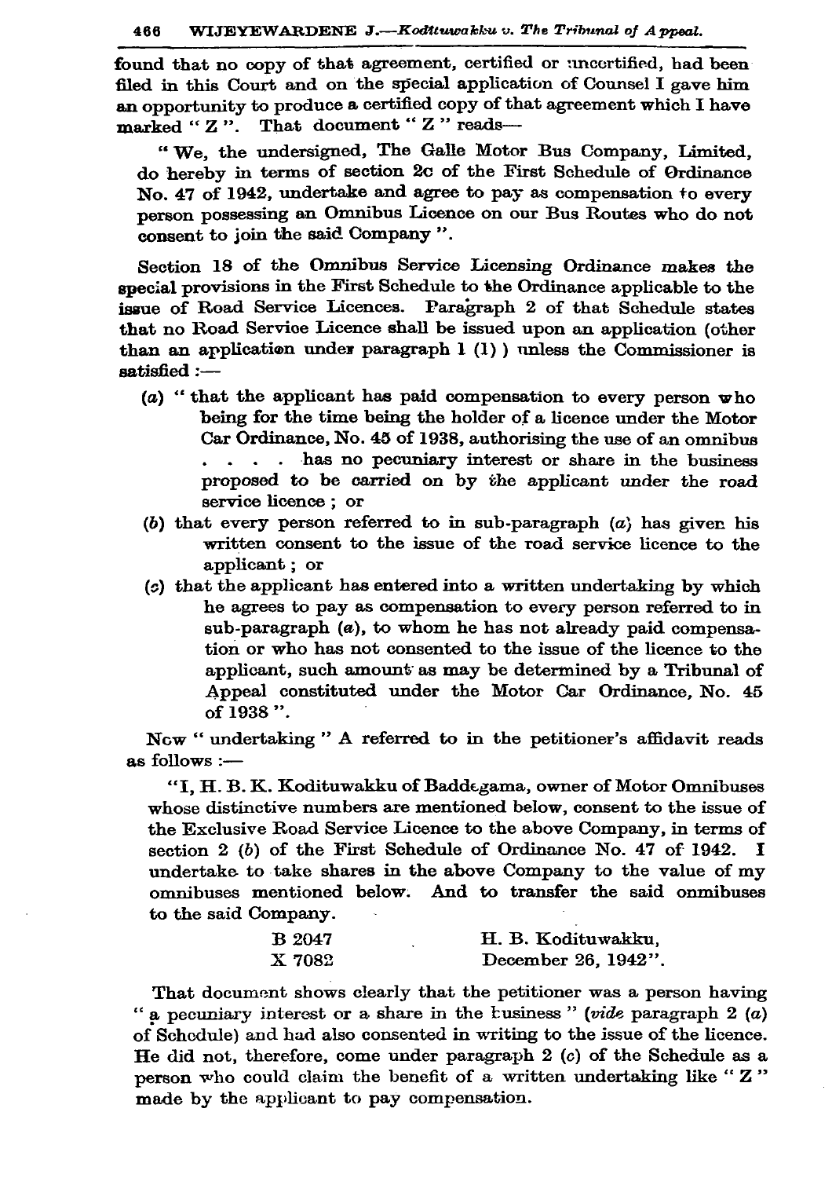found that no copy of that agreement, certified or uncertified, had been filed in this Court and on the special application of Counsel I gave him an opportunity to produce a certified copy of that agreement which I have marked " Z ". That document " Z " reads—

> " We, the undersigned, The Galle Motor Bus Company, Limited, do hereby in terms of section 2c of the First Schedule of Ordinance No. 47 of 1942, undertake and agree to pay as compensation to every person possessing an Omnibus Licence on our Bus Routes who do not consent to join the said Company ".

Section 18 of the Omnibus Service Licensing Ordinance makes the special provisions in the First Schedule to the Ordinance applicable to the issue of Road Service Licences. Paragraph 2 of that Schedule states that no Road Service Licence shall be issued upon an application (other than an application under paragraph 1 (1) ) unless the Commissioner is satisfied :—

- (*a*) " that the applicant has paid compensation to every person who being for the time being the holder of a licence under the Motor Car Ordinance, No. 45 of 1938, authorising the use of an omnibus . . . . has no pecuniary interest or share in the business proposed to be carried on by the applicant under the road service licence ; or
- (*b*) that every person referred to in sub-paragraph (*a*) has given his written consent to the issue of the road service licence to the applicant ; or
- (*c*) that the applicant has entered into a written undertaking by which he agrees to pay as compensation to every person referred to in sub-paragraph (*a*), to whom he has not already paid compensation or who has not consented to the issue of the licence to the applicant, such amount as may be determined by a Tribunal of Appeal constituted under the Motor Car Ordinance, No. 45 of 1938 ".

Now " undertaking " A referred to in the petitioner's affidavit reads as follows :—

> "I, H. B. K. Kodituwakku of Baddegama, owner of Motor Omnibuses whose distinctive numbers are mentioned below, consent to the issue of the Exclusive Road Service Licence to the above Company, in terms of section 2 (*b*) of the First Schedule of Ordinance No. 47 of 1942. I undertake to take shares in the above Company to the value of my omnibuses mentioned below. And to transfer the said onmibuses to the said Company.
>
> B 2047 &nbsp;&nbsp;&nbsp;&nbsp;&nbsp;&nbsp;&nbsp;&nbsp; H. B. Kodituwakku,
> X 7082 &nbsp;&nbsp;&nbsp;&nbsp;&nbsp;&nbsp;&nbsp;&nbsp; December 26, 1942".

That document shows clearly that the petitioner was a person having " a pecuniary interest or a share in the business " (*vide* paragraph 2 (*a*) of Schedule) and had also consented in writing to the issue of the licence. He did not, therefore, come under paragraph 2 (*c*) of the Schedule as a person who could claim the benefit of a written undertaking like " Z " made by the applicant to pay compensation.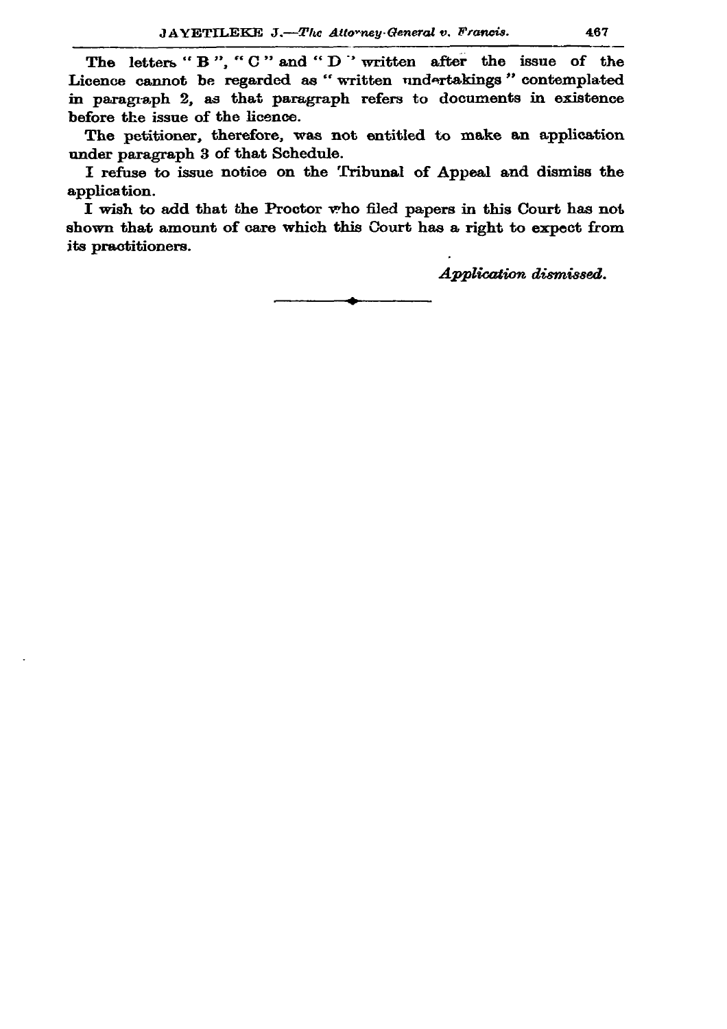The letters " B ", " C " and " D " written after the issue of the Licence cannot be regarded as " written undertakings " contemplated in paragraph 2, as that paragraph refers to documents in existence before the issue of the licence.

The petitioner, therefore, was not entitled to make an application under paragraph 3 of that Schedule.

I refuse to issue notice on the Tribunal of Appeal and dismiss the application.

I wish to add that the Proctor who filed papers in this Court has not shown that amount of care which this Court has a right to expect from its practitioners.

*Application dismissed.*